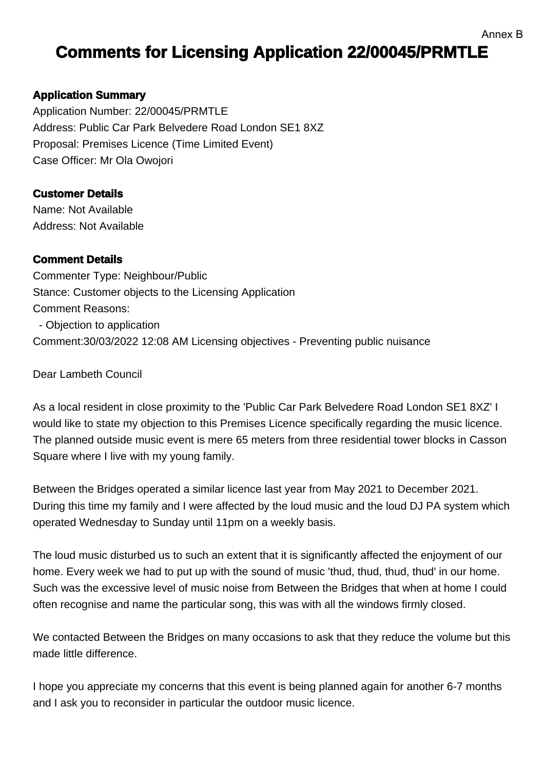Annex B

# Comments for Licensing Application 22/00045/PRMTLE

### Application Summary

Application Number: 22/00045/PRMTLE
Address: Public Car Park Belvedere Road London SE1 8XZ
Proposal: Premises Licence (Time Limited Event)
Case Officer: Mr Ola Owojori

### Customer Details

Name: Not Available
Address: Not Available

### Comment Details

Commenter Type: Neighbour/Public
Stance: Customer objects to the Licensing Application
Comment Reasons:

- Objection to application

Comment:30/03/2022 12:08 AM Licensing objectives - Preventing public nuisance

Dear Lambeth Council

As a local resident in close proximity to the 'Public Car Park Belvedere Road London SE1 8XZ' I would like to state my objection to this Premises Licence specifically regarding the music licence. The planned outside music event is mere 65 meters from three residential tower blocks in Casson Square where I live with my young family.

Between the Bridges operated a similar licence last year from May 2021 to December 2021. During this time my family and I were affected by the loud music and the loud DJ PA system which operated Wednesday to Sunday until 11pm on a weekly basis.

The loud music disturbed us to such an extent that it is significantly affected the enjoyment of our home. Every week we had to put up with the sound of music 'thud, thud, thud, thud' in our home. Such was the excessive level of music noise from Between the Bridges that when at home I could often recognise and name the particular song, this was with all the windows firmly closed.

We contacted Between the Bridges on many occasions to ask that they reduce the volume but this made little difference.

I hope you appreciate my concerns that this event is being planned again for another 6-7 months and I ask you to reconsider in particular the outdoor music licence.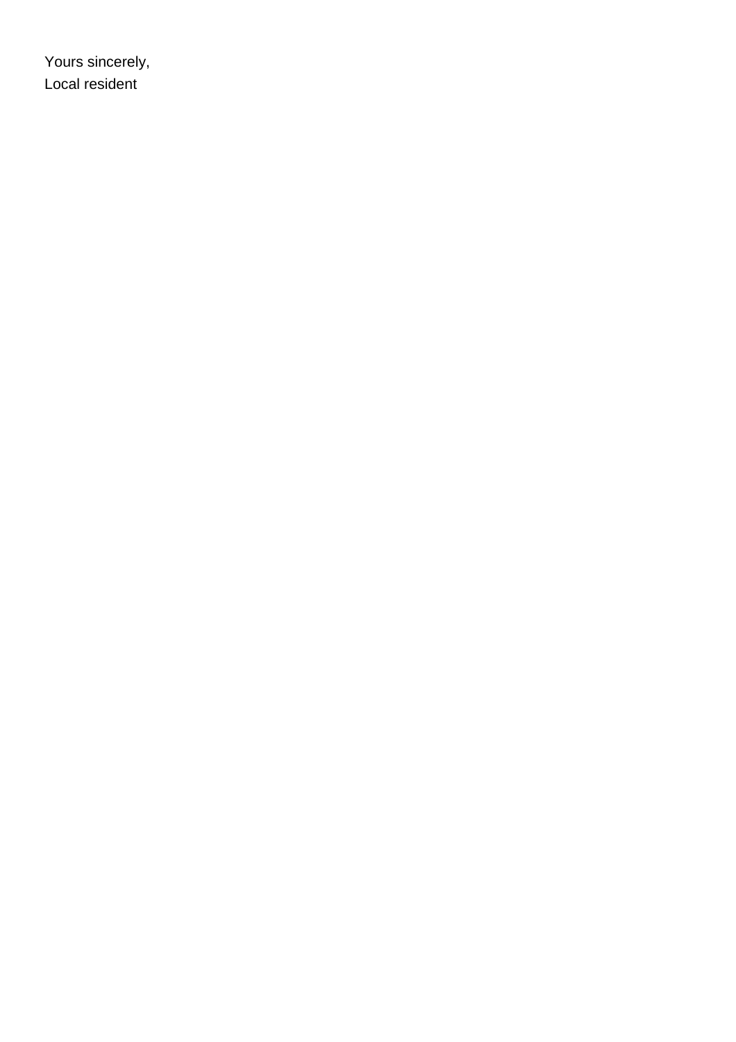Yours sincerely,  
Local resident